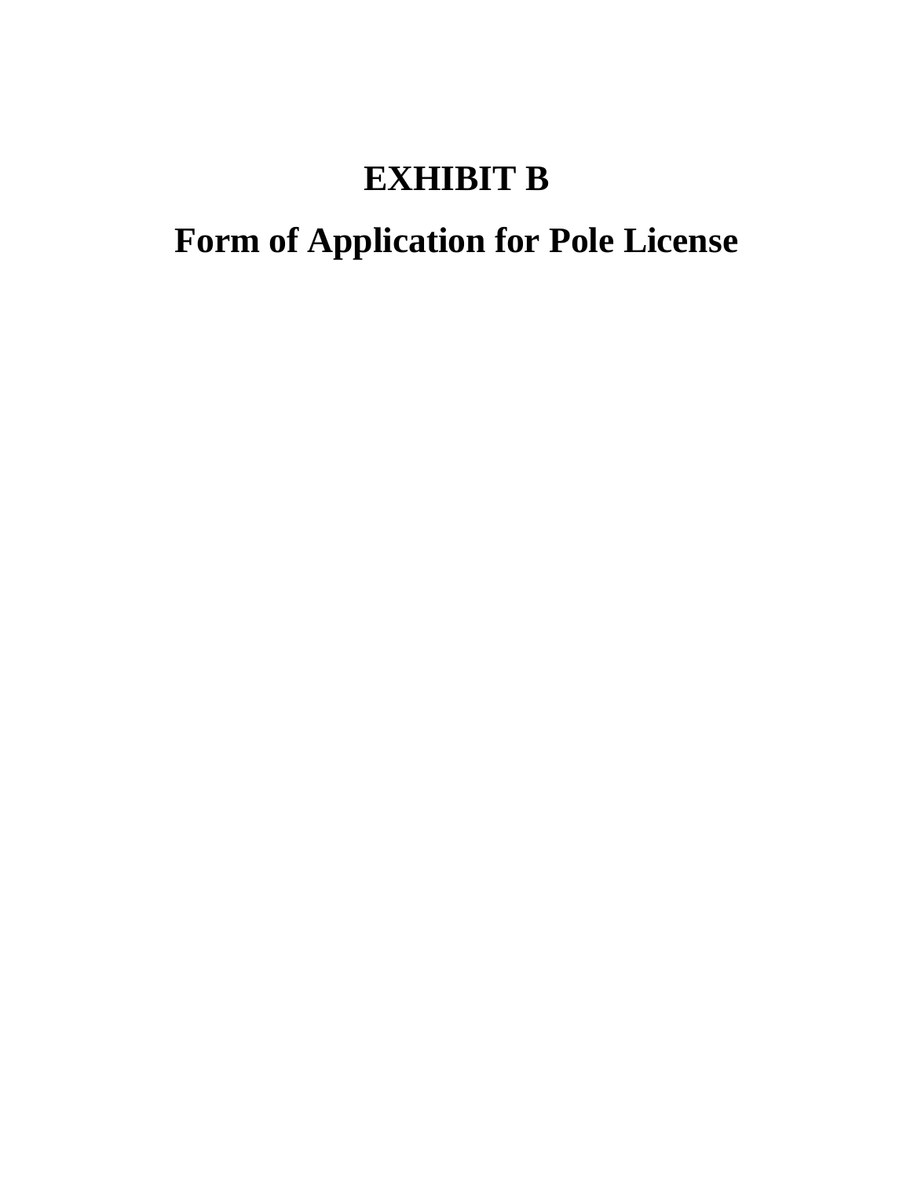# EXHIBIT B

# Form of Application for Pole License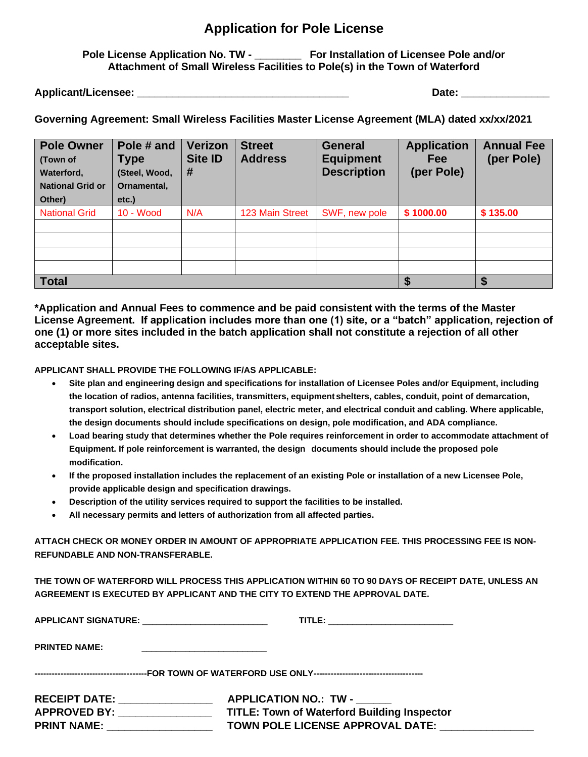# Application for Pole License

**Pole License Application No. TW - ________ For Installation of Licensee Pole and/or Attachment of Small Wireless Facilities to Pole(s) in the Town of Waterford**

**Applicant/Licensee: ____________________________________ Date: _______________**

**Governing Agreement: Small Wireless Facilities Master License Agreement (MLA) dated xx/xx/2021**

| Pole Owner (Town of Waterford, National Grid or Other) | Pole # and Type (Steel, Wood, Ornamental, etc.) | Verizon Site ID # | Street Address | General Equipment Description | Application Fee (per Pole) | Annual Fee (per Pole) |
|---|---|---|---|---|---|---|
| National Grid | 10 - Wood | N/A | 123 Main Street | SWF, new pole | **$ 1000.00** | **$ 135.00** |
| | | | | | | |
| | | | | | | |
| | | | | | | |
| | | | | | | |
| **Total** | | | | | **$** | **$** |

**\*Application and Annual Fees to commence and be paid consistent with the terms of the Master License Agreement. If application includes more than one (1) site, or a "batch" application, rejection of one (1) or more sites included in the batch application shall not constitute a rejection of all other acceptable sites.**

**APPLICANT SHALL PROVIDE THE FOLLOWING IF/AS APPLICABLE:**

- **Site plan and engineering design and specifications for installation of Licensee Poles and/or Equipment, including the location of radios, antenna facilities, transmitters, equipment shelters, cables, conduit, point of demarcation, transport solution, electrical distribution panel, electric meter, and electrical conduit and cabling. Where applicable, the design documents should include specifications on design, pole modification, and ADA compliance.**
- **Load bearing study that determines whether the Pole requires reinforcement in order to accommodate attachment of Equipment. If pole reinforcement is warranted, the design documents should include the proposed pole modification.**
- **If the proposed installation includes the replacement of an existing Pole or installation of a new Licensee Pole, provide applicable design and specification drawings.**
- **Description of the utility services required to support the facilities to be installed.**
- **All necessary permits and letters of authorization from all affected parties.**

**ATTACH CHECK OR MONEY ORDER IN AMOUNT OF APPROPRIATE APPLICATION FEE. THIS PROCESSING FEE IS NON-REFUNDABLE AND NON-TRANSFERABLE.**

**THE TOWN OF WATERFORD WILL PROCESS THIS APPLICATION WITHIN 60 TO 90 DAYS OF RECEIPT DATE, UNLESS AN AGREEMENT IS EXECUTED BY APPLICANT AND THE CITY TO EXTEND THE APPROVAL DATE.**

**APPLICANT SIGNATURE:** _________________________ **TITLE:** _________________________

**PRINTED NAME:** _________________________

**---------------------------------------FOR TOWN OF WATERFORD USE ONLY--------------------------------------**

**RECEIPT DATE:** ________________ **APPLICATION NO.: TW -** ______

**APPROVED BY:** ________________ **TITLE: Town of Waterford Building Inspector**

**PRINT NAME:** __________________ **TOWN POLE LICENSE APPROVAL DATE:** ________________